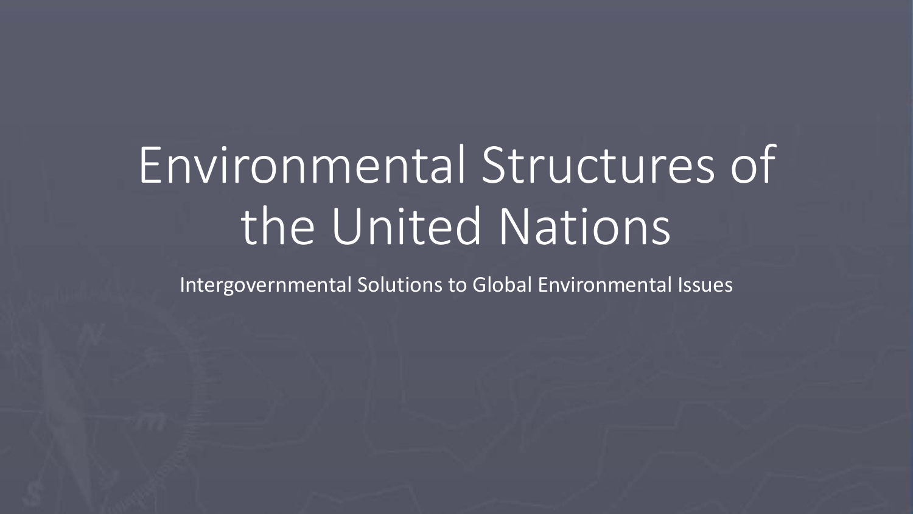# Environmental Structures of the United Nations

Intergovernmental Solutions to Global Environmental Issues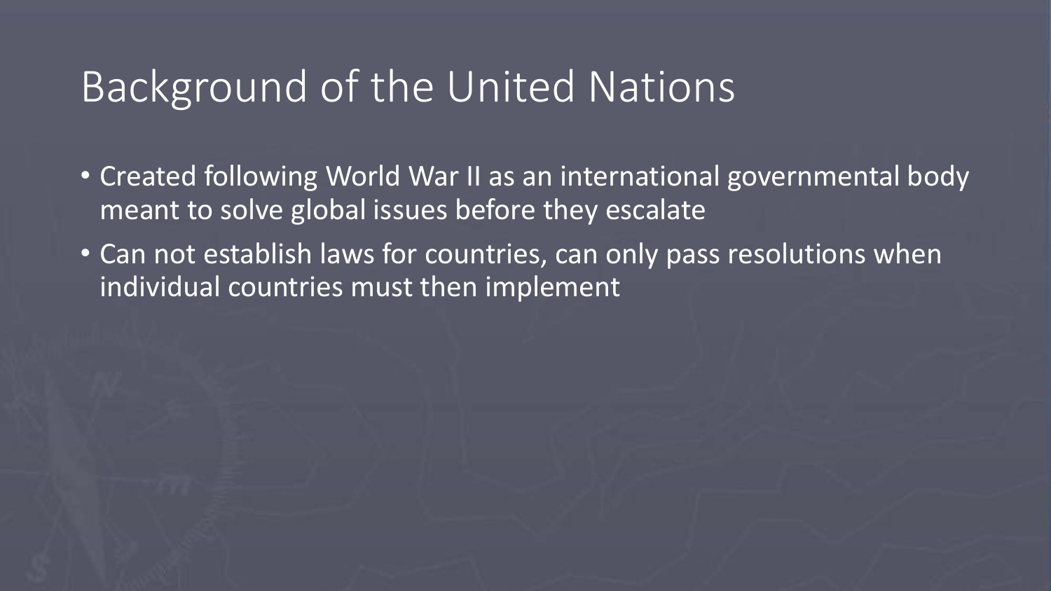# Background of the United Nations

- Created following World War II as an international governmental body meant to solve global issues before they escalate
- Can not establish laws for countries, can only pass resolutions when individual countries must then implement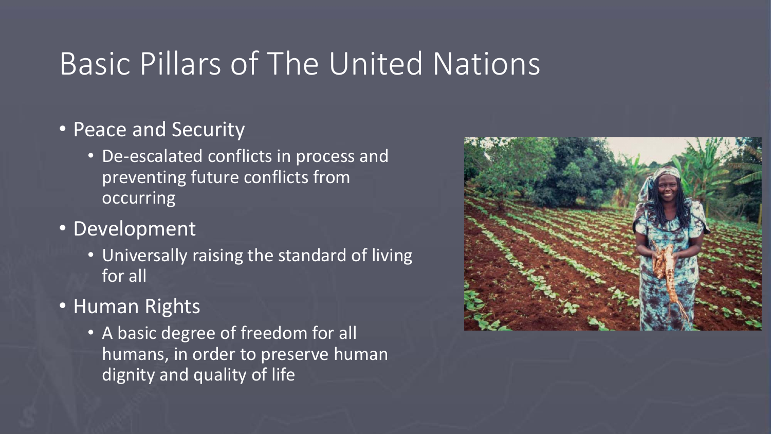# Basic Pillars of The United Nations

- Peace and Security
  - De-escalated conflicts in process and preventing future conflicts from occurring
- Development
  - Universally raising the standard of living for all
- Human Rights
  - A basic degree of freedom for all humans, in order to preserve human dignity and quality of life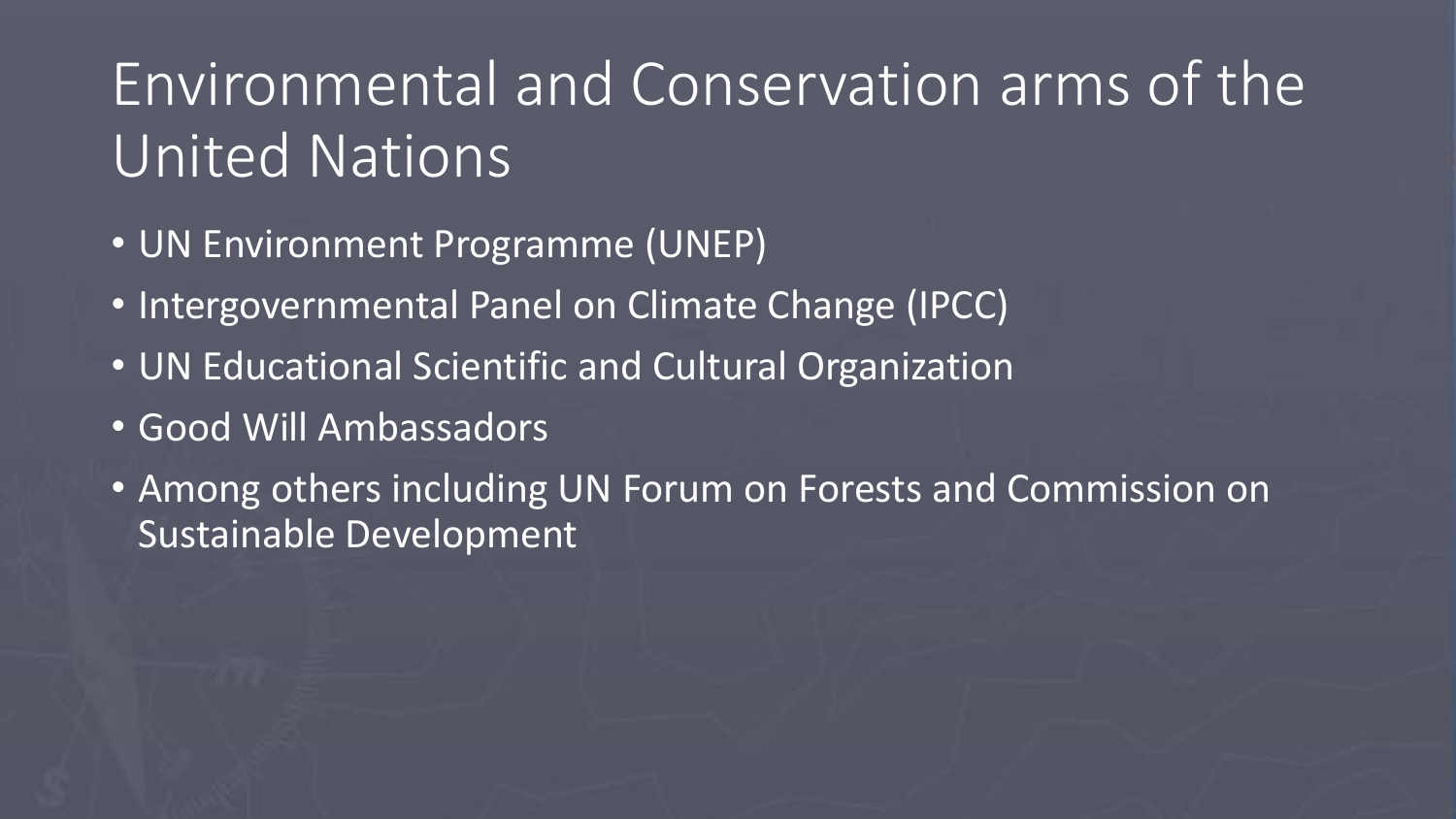# Environmental and Conservation arms of the United Nations

- UN Environment Programme (UNEP)
- Intergovernmental Panel on Climate Change (IPCC)
- UN Educational Scientific and Cultural Organization
- Good Will Ambassadors
- Among others including UN Forum on Forests and Commission on Sustainable Development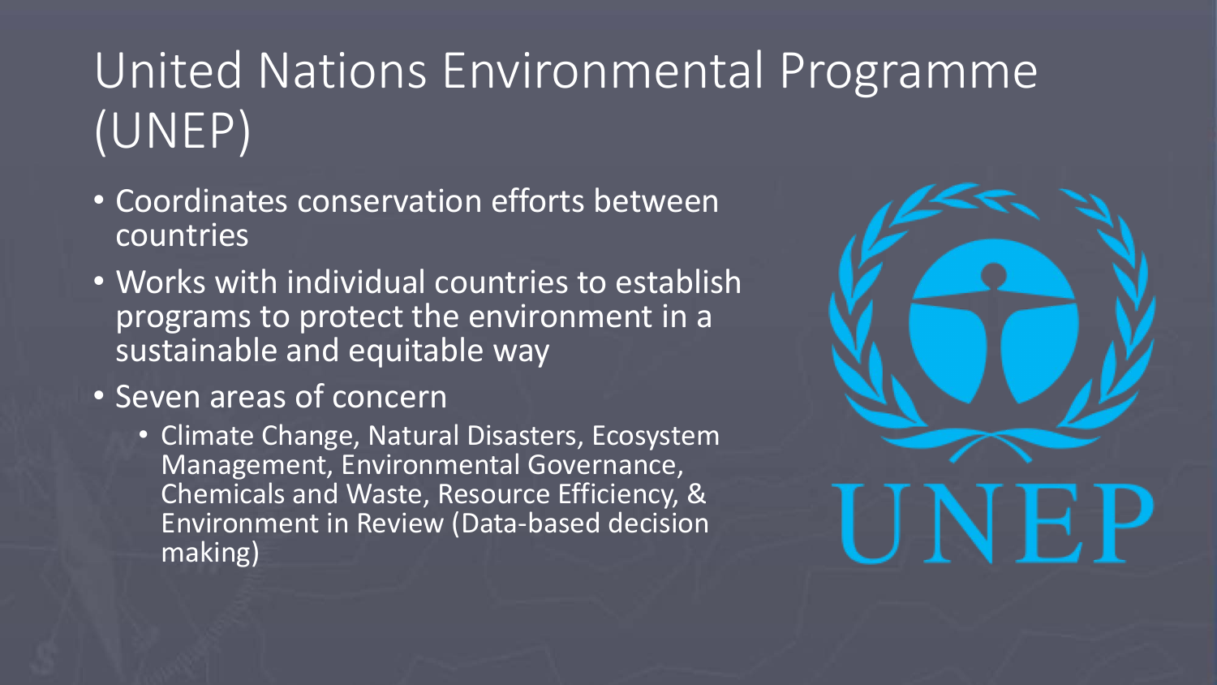# United Nations Environmental Programme (UNEP)

- Coordinates conservation efforts between countries
- Works with individual countries to establish programs to protect the environment in a sustainable and equitable way
- Seven areas of concern
  - Climate Change, Natural Disasters, Ecosystem Management, Environmental Governance, Chemicals and Waste, Resource Efficiency, & Environment in Review (Data-based decision making)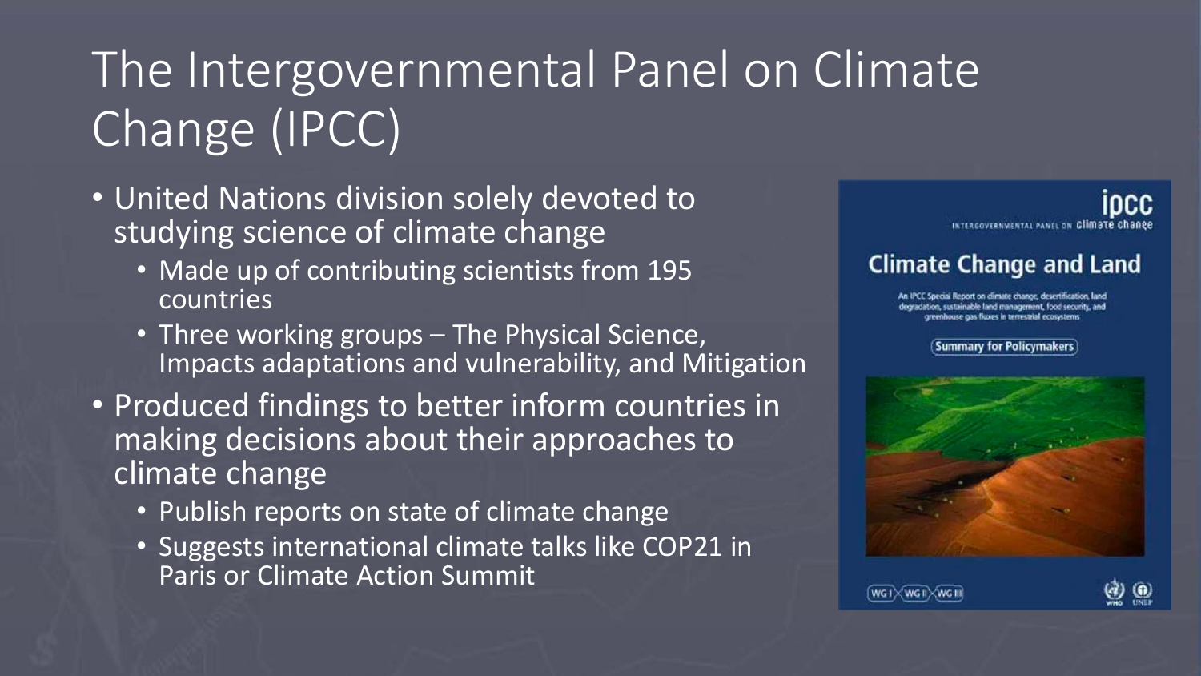# The Intergovernmental Panel on Climate Change (IPCC)

- United Nations division solely devoted to studying science of climate change
  - Made up of contributing scientists from 195 countries
  - Three working groups – The Physical Science, Impacts adaptations and vulnerability, and Mitigation
- Produced findings to better inform countries in making decisions about their approaches to climate change
  - Publish reports on state of climate change
  - Suggests international climate talks like COP21 in Paris or Climate Action Summit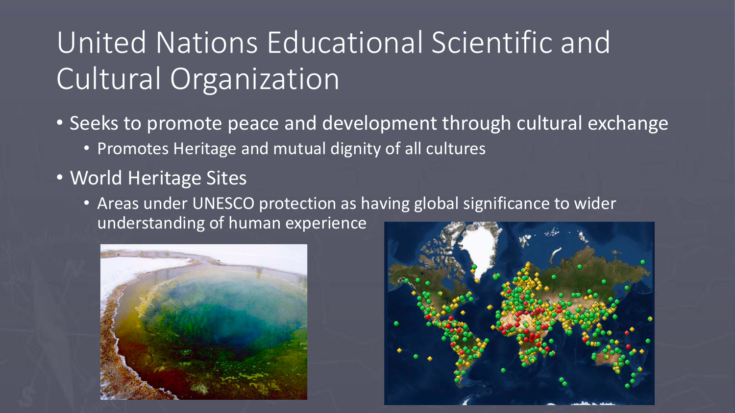# United Nations Educational Scientific and Cultural Organization

- Seeks to promote peace and development through cultural exchange
  - Promotes Heritage and mutual dignity of all cultures
- World Heritage Sites
  - Areas under UNESCO protection as having global significance to wider understanding of human experience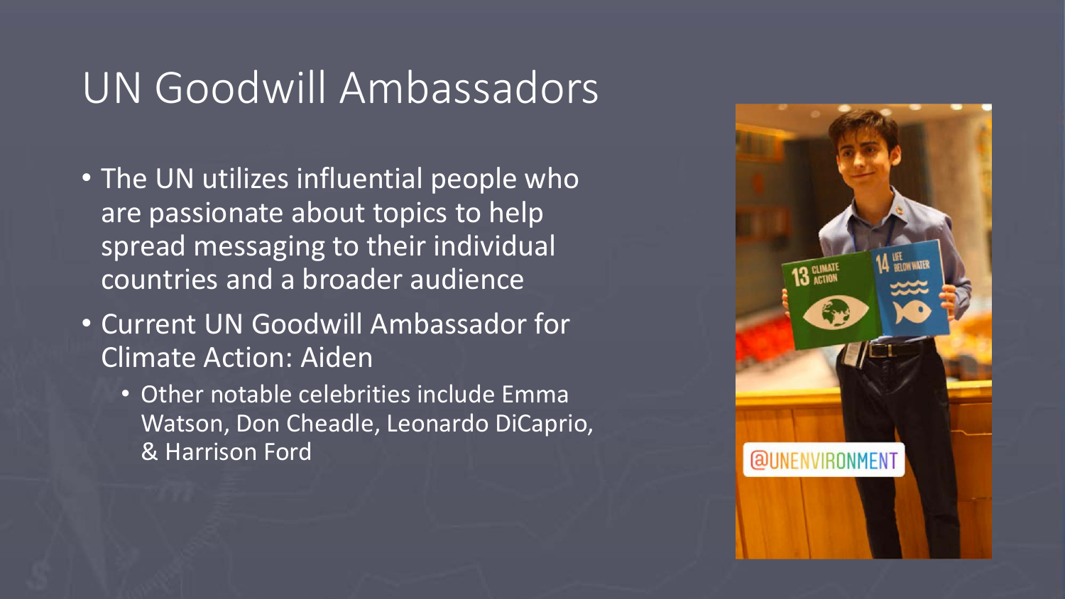# UN Goodwill Ambassadors

- The UN utilizes influential people who are passionate about topics to help spread messaging to their individual countries and a broader audience
- Current UN Goodwill Ambassador for Climate Action: Aiden
  - Other notable celebrities include Emma Watson, Don Cheadle, Leonardo DiCaprio, & Harrison Ford